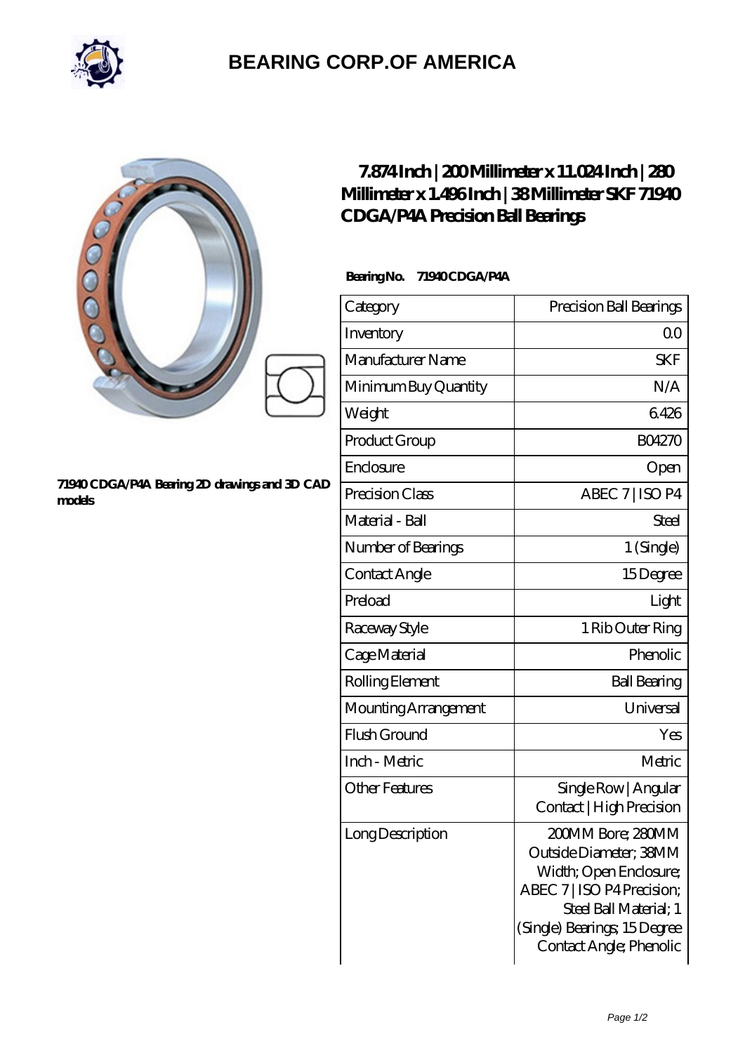# BEARING CORP.OF AMERICA

71940 CDGA/P4A Bearing 2D drawings and 3D CAD models

## 7.874 Inch | 200 Millimeter x 11.024 Inch | 280 Millimeter x 1.496 Inch | 38 Millimeter SKF 71940 CDGA/P4A Precision Ball Bearings

**Bearing No. 71940 CDGA/P4A**

| | |
|---|---|
| Category | Precision Ball Bearings |
| Inventory | 0.0 |
| Manufacturer Name | SKF |
| Minimum Buy Quantity | N/A |
| Weight | 6.426 |
| Product Group | B04270 |
| Enclosure | Open |
| Precision Class | ABEC 7 \| ISO P4 |
| Material - Ball | Steel |
| Number of Bearings | 1 (Single) |
| Contact Angle | 15 Degree |
| Preload | Light |
| Raceway Style | 1 Rib Outer Ring |
| Cage Material | Phenolic |
| Rolling Element | Ball Bearing |
| Mounting Arrangement | Universal |
| Flush Ground | Yes |
| Inch - Metric | Metric |
| Other Features | Single Row \| Angular Contact \| High Precision |
| Long Description | 200MM Bore; 280MM Outside Diameter; 38MM Width; Open Enclosure; ABEC 7 \| ISO P4 Precision; Steel Ball Material; 1 (Single) Bearings; 15 Degree Contact Angle; Phenolic |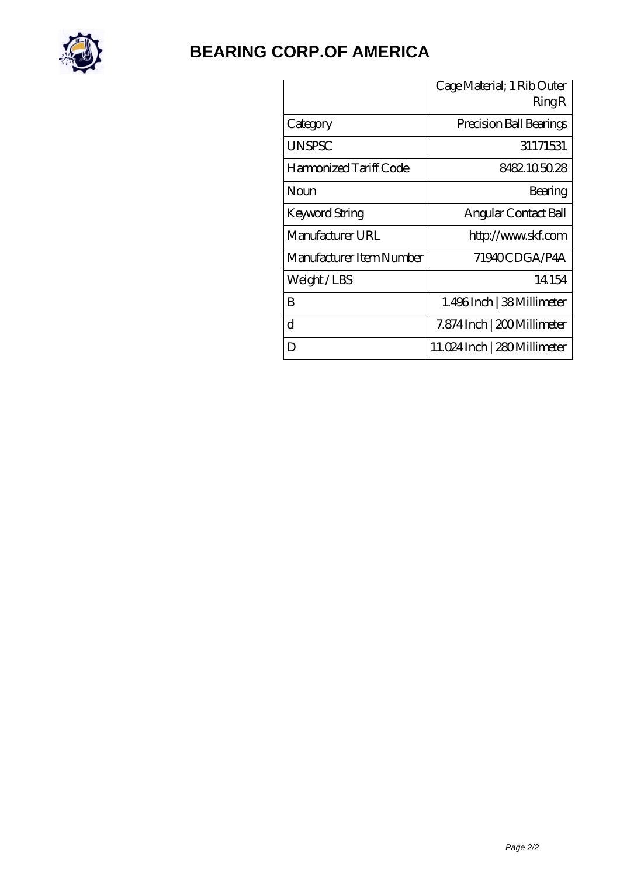# BEARING CORP.OF AMERICA

| | |
|---|---|
| | Cage Material; 1 Rib Outer Ring R |
| Category | Precision Ball Bearings |
| UNSPSC | 31171531 |
| Harmonized Tariff Code | 8482.10.50.28 |
| Noun | Bearing |
| Keyword String | Angular Contact Ball |
| Manufacturer URL | http://www.skf.com |
| Manufacturer Item Number | 71940 CDGA/P4A |
| Weight / LBS | 14.154 |
| B | 1.496 Inch \| 38 Millimeter |
| d | 7.874 Inch \| 200 Millimeter |
| D | 11.024 Inch \| 280 Millimeter |